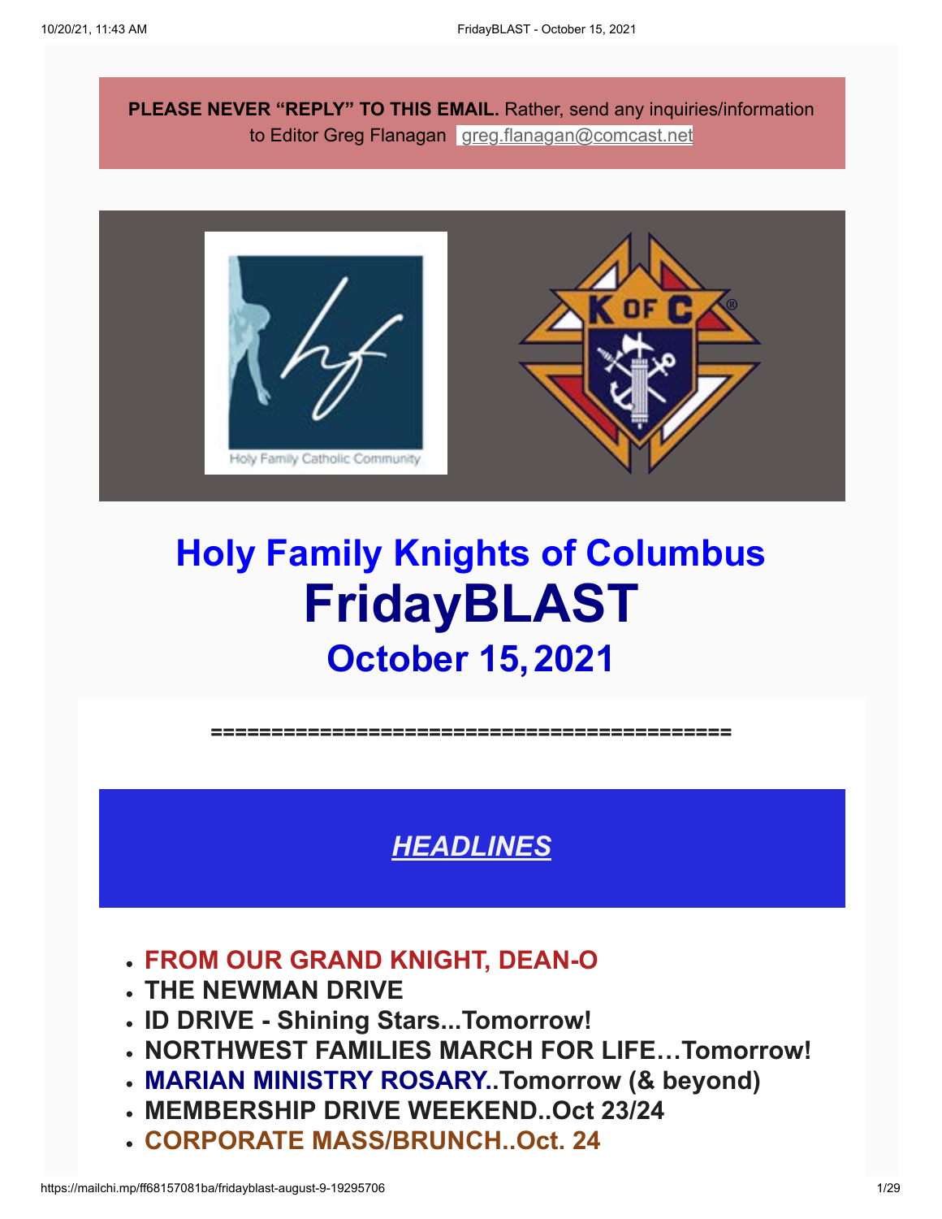**PLEASE NEVER "REPLY" TO THIS EMAIL.** Rather, send any inquiries/information to Editor Greg Flanagan greg.flanagan@comcast.net

# Holy Family Knights of Columbus

# FridayBLAST

## October 15, 2021

===========================================

## *HEADLINES*

- **FROM OUR GRAND KNIGHT, DEAN-O**
- **THE NEWMAN DRIVE**
- **ID DRIVE - Shining Stars...Tomorrow!**
- **NORTHWEST FAMILIES MARCH FOR LIFE…Tomorrow!**
- **MARIAN MINISTRY ROSARY..Tomorrow (& beyond)**
- **MEMBERSHIP DRIVE WEEKEND..Oct 23/24**
- **CORPORATE MASS/BRUNCH..Oct. 24**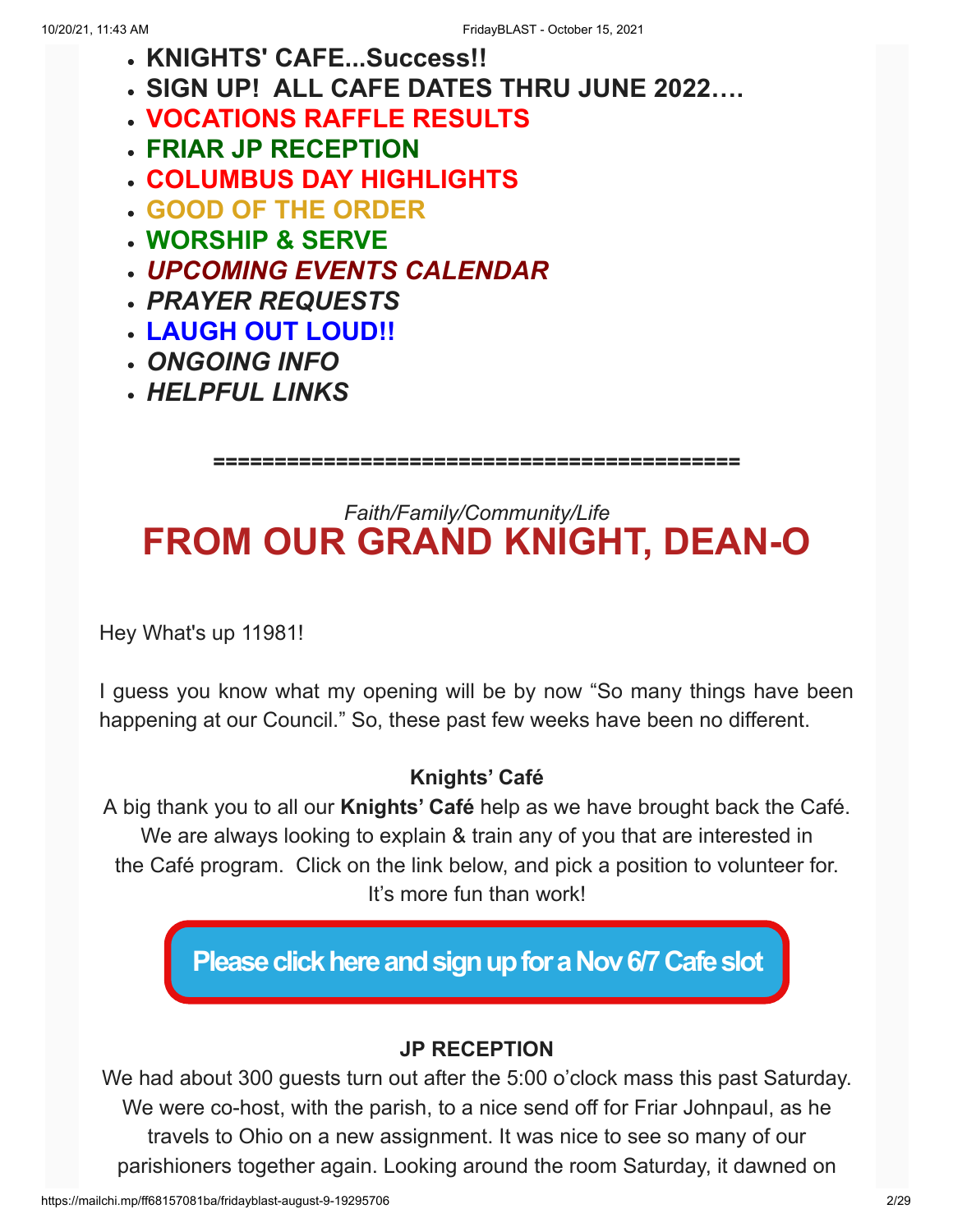- **KNIGHTS' CAFE...Success!!**
- **SIGN UP! ALL CAFE DATES THRU JUNE 2022….**
- **VOCATIONS RAFFLE RESULTS**
- **FRIAR JP RECEPTION**
- **COLUMBUS DAY HIGHLIGHTS**
- **GOOD OF THE ORDER**
- **WORSHIP & SERVE**
- ***UPCOMING EVENTS CALENDAR***
- ***PRAYER REQUESTS***
- **LAUGH OUT LOUD!!**
- ***ONGOING INFO***
- ***HELPFUL LINKS***

**============================================**

*Faith/Family/Community/Life*

# FROM OUR GRAND KNIGHT, DEAN-O

Hey What's up 11981!

I guess you know what my opening will be by now "So many things have been happening at our Council." So, these past few weeks have been no different.

**Knights' Café**

A big thank you to all our **Knights' Café** help as we have brought back the Café. We are always looking to explain & train any of you that are interested in the Café program. Click on the link below, and pick a position to volunteer for. It's more fun than work!

**Please click here and sign up for a Nov 6/7 Cafe slot**

**JP RECEPTION**

We had about 300 guests turn out after the 5:00 o'clock mass this past Saturday. We were co-host, with the parish, to a nice send off for Friar Johnpaul, as he travels to Ohio on a new assignment. It was nice to see so many of our parishioners together again. Looking around the room Saturday, it dawned on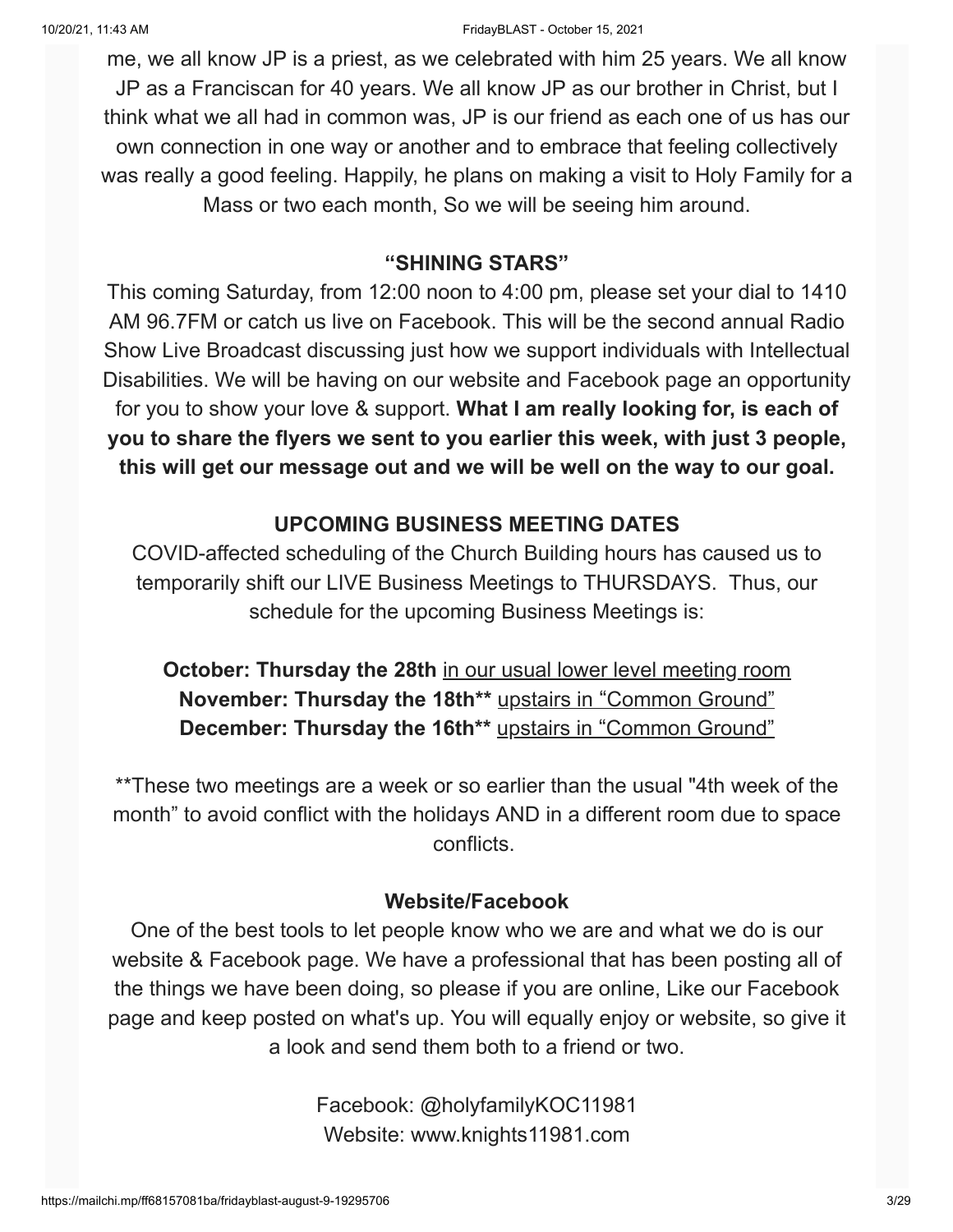me, we all know JP is a priest, as we celebrated with him 25 years. We all know JP as a Franciscan for 40 years. We all know JP as our brother in Christ, but I think what we all had in common was, JP is our friend as each one of us has our own connection in one way or another and to embrace that feeling collectively was really a good feeling. Happily, he plans on making a visit to Holy Family for a Mass or two each month, So we will be seeing him around.

## "SHINING STARS"

This coming Saturday, from 12:00 noon to 4:00 pm, please set your dial to 1410 AM 96.7FM or catch us live on Facebook. This will be the second annual Radio Show Live Broadcast discussing just how we support individuals with Intellectual Disabilities. We will be having on our website and Facebook page an opportunity for you to show your love & support. **What I am really looking for, is each of you to share the flyers we sent to you earlier this week, with just 3 people, this will get our message out and we will be well on the way to our goal.**

## UPCOMING BUSINESS MEETING DATES

COVID-affected scheduling of the Church Building hours has caused us to temporarily shift our LIVE Business Meetings to THURSDAYS. Thus, our schedule for the upcoming Business Meetings is:

**October: Thursday the 28th** in our usual lower level meeting room
**November: Thursday the 18th**** upstairs in "Common Ground"
**December: Thursday the 16th**** upstairs in "Common Ground"

**These two meetings are a week or so earlier than the usual "4th week of the month" to avoid conflict with the holidays AND in a different room due to space conflicts.

## Website/Facebook

One of the best tools to let people know who we are and what we do is our website & Facebook page. We have a professional that has been posting all of the things we have been doing, so please if you are online, Like our Facebook page and keep posted on what's up. You will equally enjoy or website, so give it a look and send them both to a friend or two.

Facebook: @holyfamilyKOC11981
Website: www.knights11981.com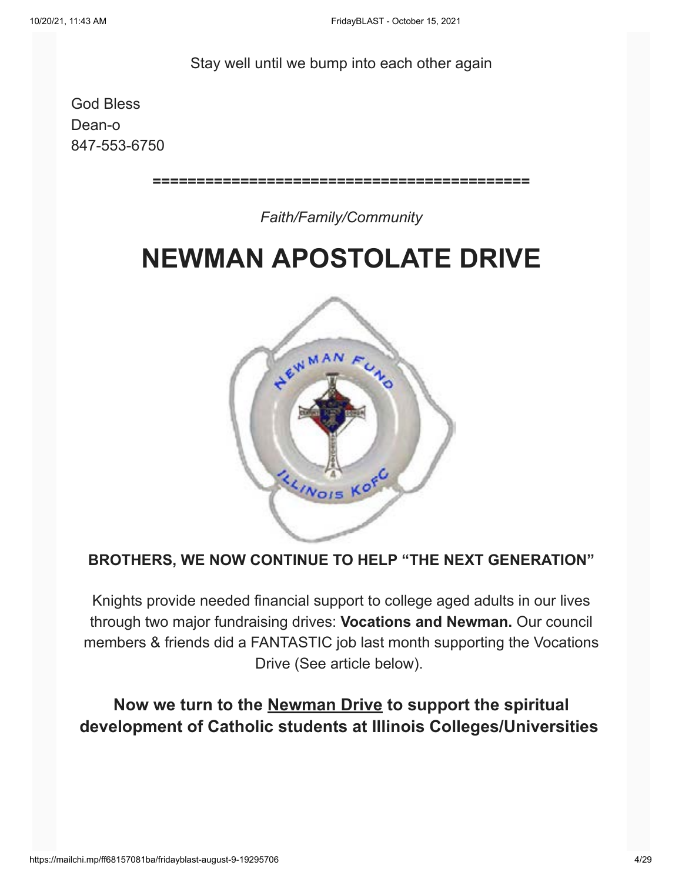Stay well until we bump into each other again

God Bless
Dean-o
847-553-6750

============================================

*Faith/Family/Community*

# NEWMAN APOSTOLATE DRIVE

**BROTHERS, WE NOW CONTINUE TO HELP "THE NEXT GENERATION"**

Knights provide needed financial support to college aged adults in our lives through two major fundraising drives: **Vocations and Newman.** Our council members & friends did a FANTASTIC job last month supporting the Vocations Drive (See article below).

### Now we turn to the Newman Drive to support the spiritual development of Catholic students at Illinois Colleges/Universities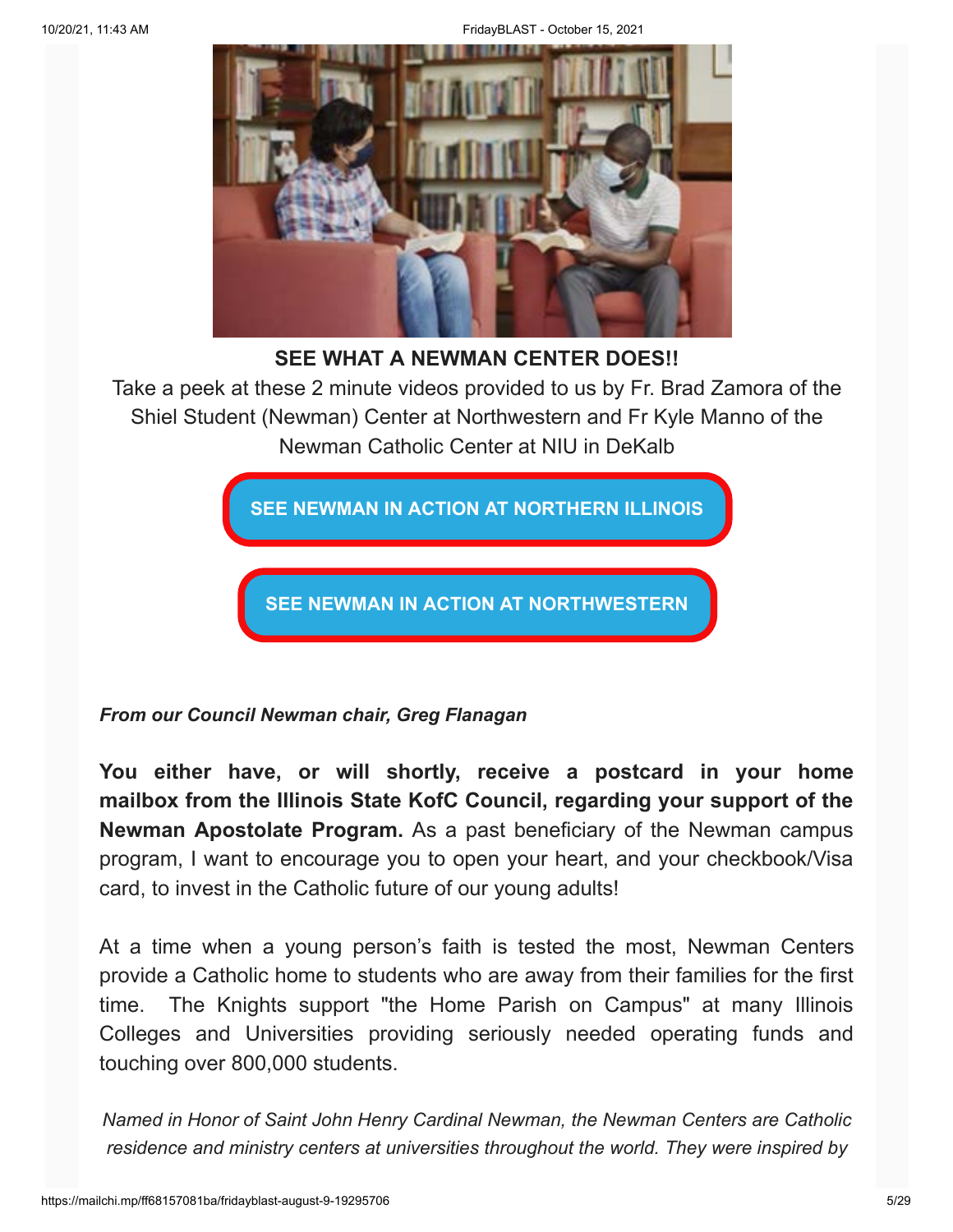**SEE WHAT A NEWMAN CENTER DOES!!**

Take a peek at these 2 minute videos provided to us by Fr. Brad Zamora of the Shiel Student (Newman) Center at Northwestern and Fr Kyle Manno of the Newman Catholic Center at NIU in DeKalb

**SEE NEWMAN IN ACTION AT NORTHERN ILLINOIS**

**SEE NEWMAN IN ACTION AT NORTHWESTERN**

***From our Council Newman chair, Greg Flanagan***

**You either have, or will shortly, receive a postcard in your home mailbox from the Illinois State KofC Council, regarding your support of the Newman Apostolate Program.** As a past beneficiary of the Newman campus program, I want to encourage you to open your heart, and your checkbook/Visa card, to invest in the Catholic future of our young adults!

At a time when a young person's faith is tested the most, Newman Centers provide a Catholic home to students who are away from their families for the first time. The Knights support "the Home Parish on Campus" at many Illinois Colleges and Universities providing seriously needed operating funds and touching over 800,000 students.

*Named in Honor of Saint John Henry Cardinal Newman, the Newman Centers are Catholic residence and ministry centers at universities throughout the world. They were inspired by*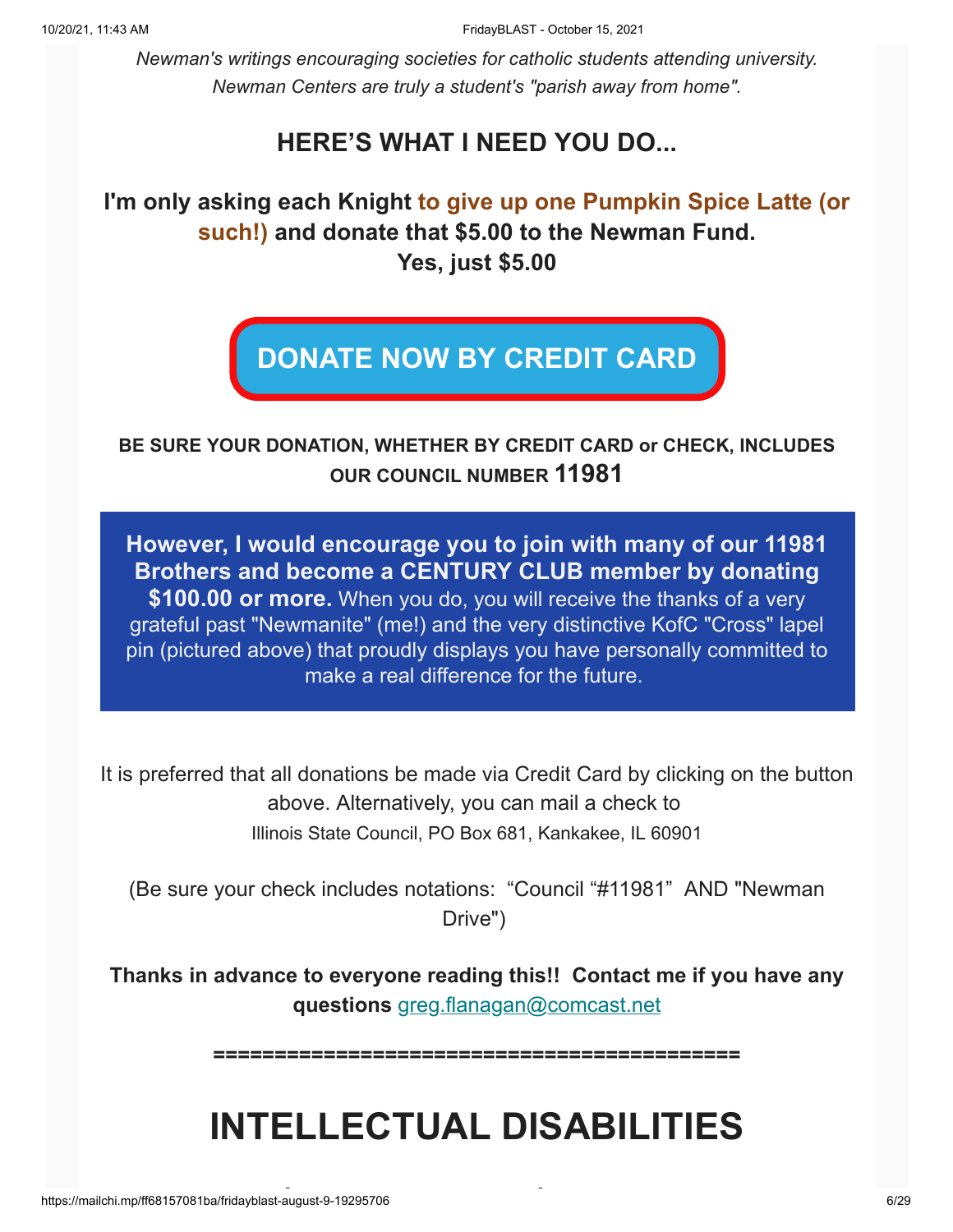*Newman's writings encouraging societies for catholic students attending university. Newman Centers are truly a student's "parish away from home".*

### HERE'S WHAT I NEED YOU DO...

**I'm only asking each Knight to give up one Pumpkin Spice Latte (or such!) and donate that $5.00 to the Newman Fund.**
**Yes, just $5.00**

**DONATE NOW BY CREDIT CARD**

**BE SURE YOUR DONATION, WHETHER BY CREDIT CARD or CHECK, INCLUDES OUR COUNCIL NUMBER 11981**

**However, I would encourage you to join with many of our 11981 Brothers and become a CENTURY CLUB member by donating $100.00 or more.** When you do, you will receive the thanks of a very grateful past "Newmanite" (me!) and the very distinctive KofC "Cross" lapel pin (pictured above) that proudly displays you have personally committed to make a real difference for the future.

It is preferred that all donations be made via Credit Card by clicking on the button above. Alternatively, you can mail a check to
Illinois State Council, PO Box 681, Kankakee, IL 60901

(Be sure your check includes notations: "Council "#11981" AND "Newman Drive")

**Thanks in advance to everyone reading this!! Contact me if you have any questions** greg.flanagan@comcast.net

==========================================

# INTELLECTUAL DISABILITIES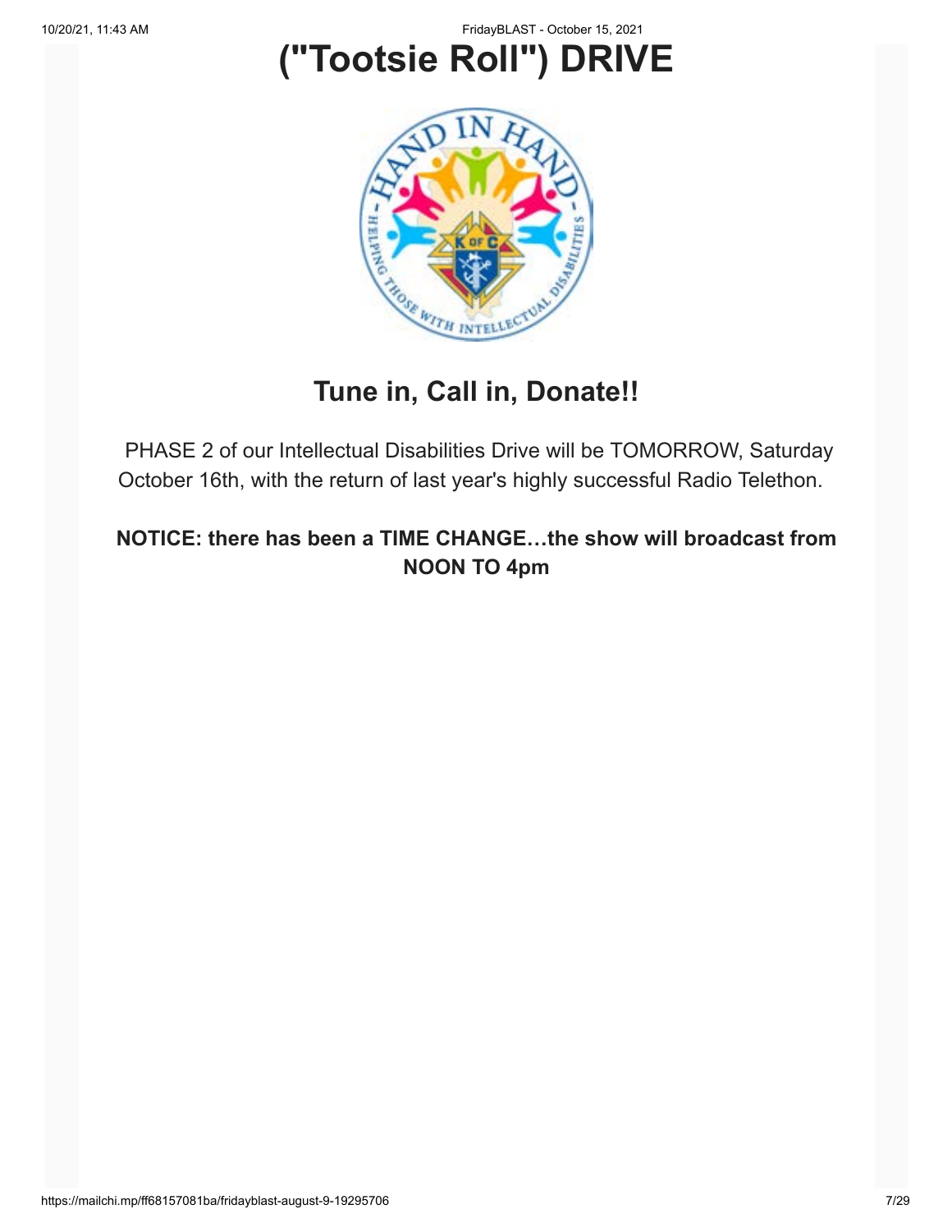# ("Tootsie Roll") DRIVE

## Tune in, Call in, Donate!!

PHASE 2 of our Intellectual Disabilities Drive will be TOMORROW, Saturday October 16th, with the return of last year's highly successful Radio Telethon.

**NOTICE: there has been a TIME CHANGE…the show will broadcast from NOON TO 4pm**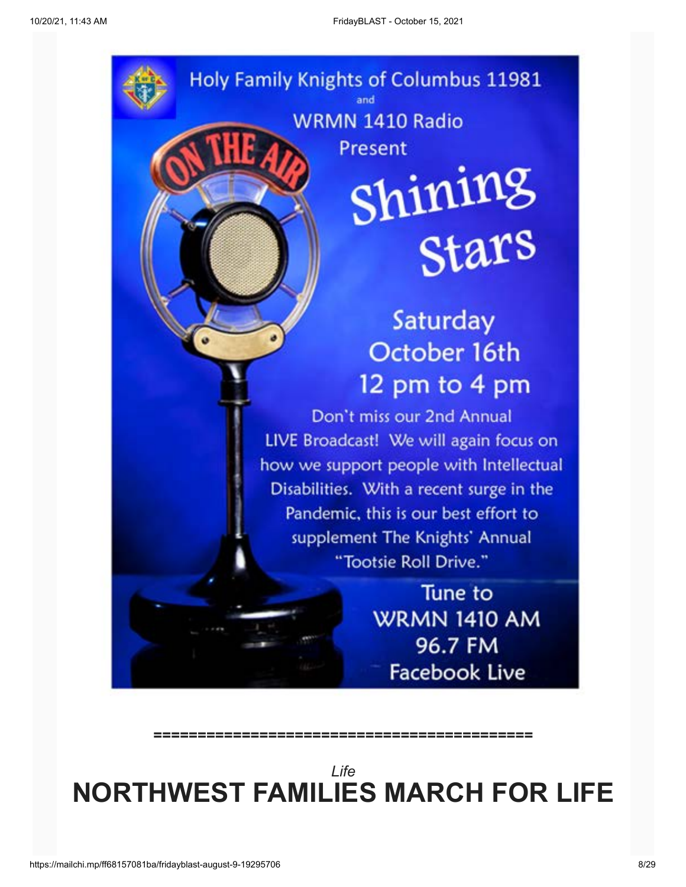Holy Family Knights of Columbus 11981

and

WRMN 1410 Radio

Present

# Shining Stars

## Saturday October 16th 12 pm to 4 pm

Don't miss our 2nd Annual LIVE Broadcast! We will again focus on how we support people with Intellectual Disabilities. With a recent surge in the Pandemic, this is our best effort to supplement The Knights' Annual "Tootsie Roll Drive."

Tune to
WRMN 1410 AM
96.7 FM
Facebook Live

============================================

*Life*

# NORTHWEST FAMILIES MARCH FOR LIFE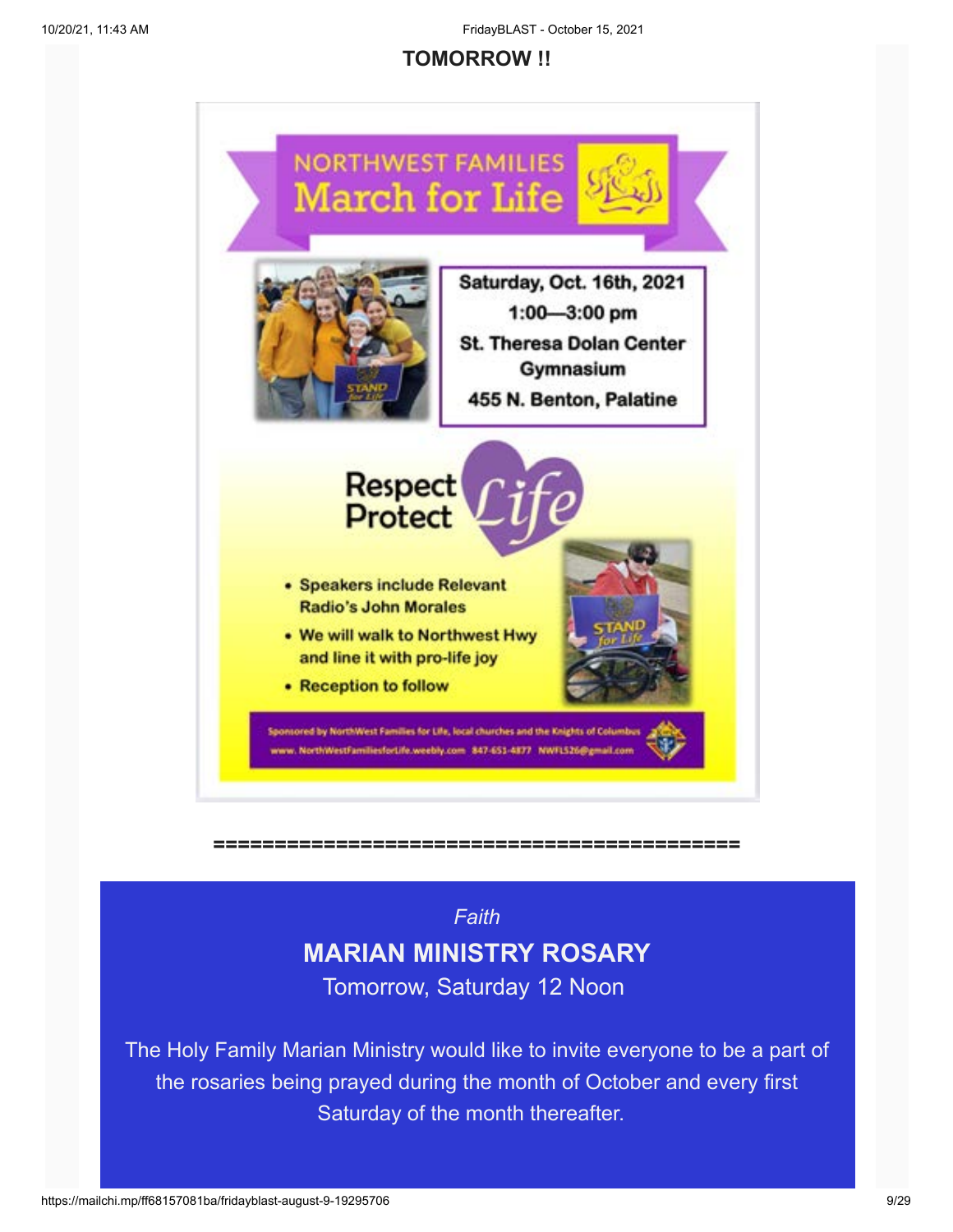**TOMORROW !!**

# NORTHWEST FAMILIES March for Life

Saturday, Oct. 16th, 2021
1:00—3:00 pm
St. Theresa Dolan Center Gymnasium
455 N. Benton, Palatine

Respect Protect Life

- Speakers include Relevant Radio's John Morales
- We will walk to Northwest Hwy and line it with pro-life joy
- Reception to follow

Sponsored by NorthWest Families for Life, local churches and the Knights of Columbus
www.NorthWestFamiliesforLife.weebly.com 847-651-4877 NWFLS26@gmail.com

==========================================

*Faith*

## MARIAN MINISTRY ROSARY

Tomorrow, Saturday 12 Noon

The Holy Family Marian Ministry would like to invite everyone to be a part of the rosaries being prayed during the month of October and every first Saturday of the month thereafter.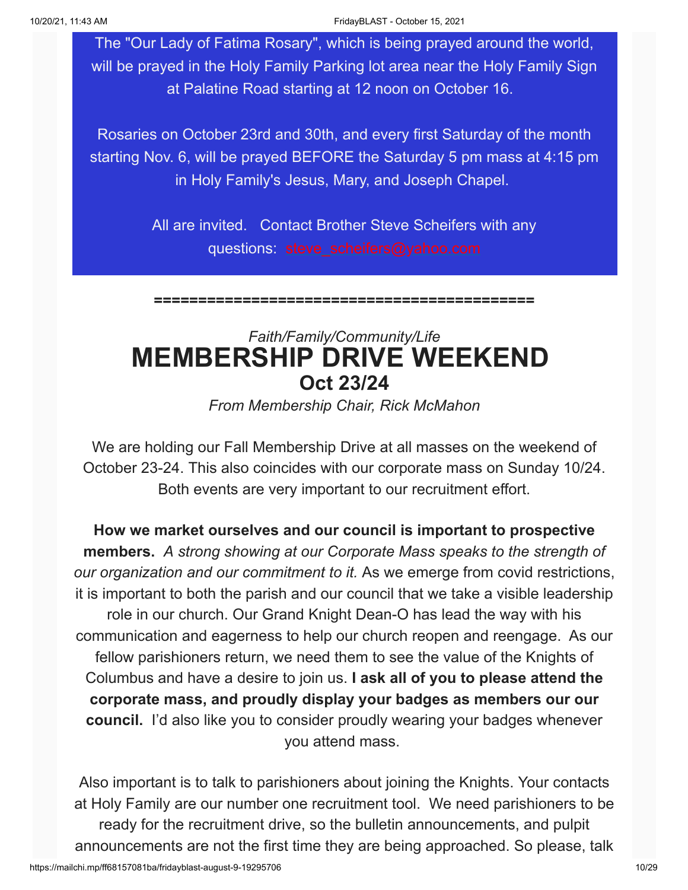The "Our Lady of Fatima Rosary", which is being prayed around the world, will be prayed in the Holy Family Parking lot area near the Holy Family Sign at Palatine Road starting at 12 noon on October 16.

Rosaries on October 23rd and 30th, and every first Saturday of the month starting Nov. 6, will be prayed BEFORE the Saturday 5 pm mass at 4:15 pm in Holy Family's Jesus, Mary, and Joseph Chapel.

All are invited. Contact Brother Steve Scheifers with any questions: steve_scheifers@yahoo.com

==========================================

*Faith/Family/Community/Life*

# MEMBERSHIP DRIVE WEEKEND

## Oct 23/24

*From Membership Chair, Rick McMahon*

We are holding our Fall Membership Drive at all masses on the weekend of October 23-24. This also coincides with our corporate mass on Sunday 10/24. Both events are very important to our recruitment effort.

**How we market ourselves and our council is important to prospective members.** *A strong showing at our Corporate Mass speaks to the strength of our organization and our commitment to it.* As we emerge from covid restrictions, it is important to both the parish and our council that we take a visible leadership role in our church. Our Grand Knight Dean-O has lead the way with his communication and eagerness to help our church reopen and reengage. As our fellow parishioners return, we need them to see the value of the Knights of Columbus and have a desire to join us. **I ask all of you to please attend the corporate mass, and proudly display your badges as members our our council.** I'd also like you to consider proudly wearing your badges whenever you attend mass.

Also important is to talk to parishioners about joining the Knights. Your contacts at Holy Family are our number one recruitment tool. We need parishioners to be ready for the recruitment drive, so the bulletin announcements, and pulpit announcements are not the first time they are being approached. So please, talk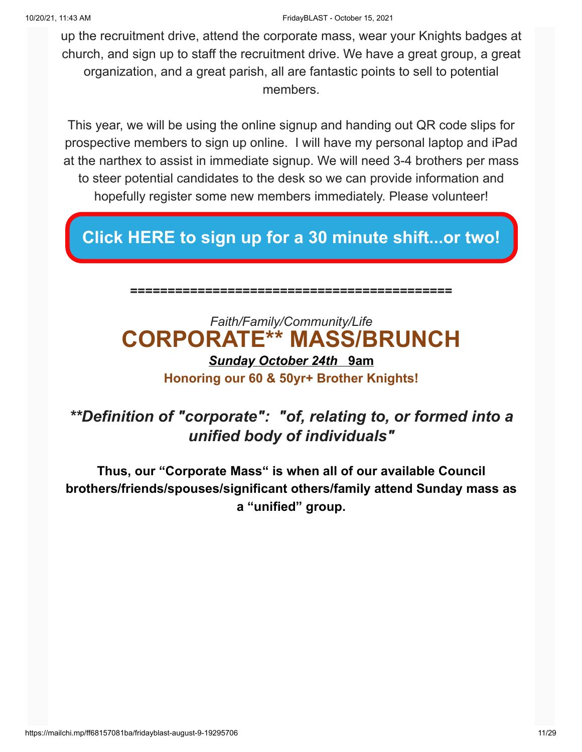up the recruitment drive, attend the corporate mass, wear your Knights badges at church, and sign up to staff the recruitment drive. We have a great group, a great organization, and a great parish, all are fantastic points to sell to potential members.

This year, we will be using the online signup and handing out QR code slips for prospective members to sign up online. I will have my personal laptop and iPad at the narthex to assist in immediate signup. We will need 3-4 brothers per mass to steer potential candidates to the desk so we can provide information and hopefully register some new members immediately. Please volunteer!

**Click HERE to sign up for a 30 minute shift...or two!**

==========================================

*Faith/Family/Community/Life*

# CORPORATE** MASS/BRUNCH

***Sunday October 24th*** **9am**

**Honoring our 60 & 50yr+ Brother Knights!**

***\*\*Definition of "corporate": "of, relating to, or formed into a unified body of individuals"***

**Thus, our "Corporate Mass" is when all of our available Council brothers/friends/spouses/significant others/family attend Sunday mass as a "unified" group.**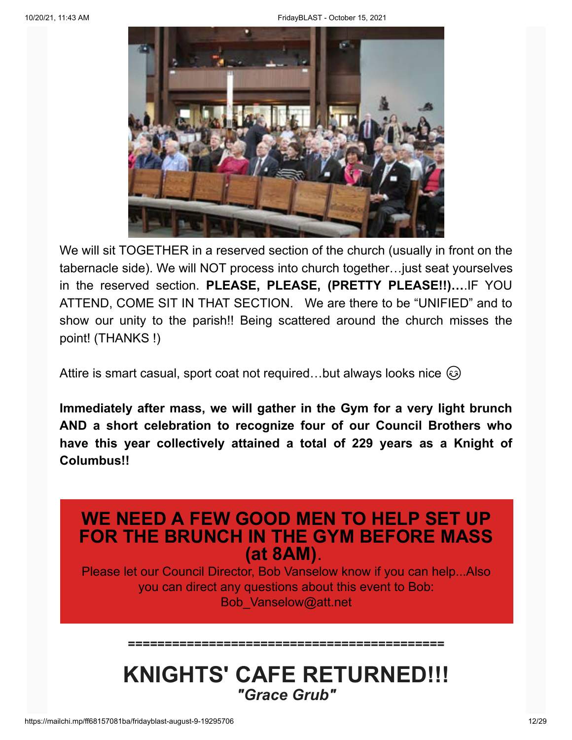We will sit TOGETHER in a reserved section of the church (usually in front on the tabernacle side). We will NOT process into church together…just seat yourselves in the reserved section. **PLEASE, PLEASE, (PRETTY PLEASE!!)….**IF YOU ATTEND, COME SIT IN THAT SECTION. We are there to be "UNIFIED" and to show our unity to the parish!! Being scattered around the church misses the point! (THANKS !)

Attire is smart casual, sport coat not required…but always looks nice 😊

**Immediately after mass, we will gather in the Gym for a very light brunch AND a short celebration to recognize four of our Council Brothers who have this year collectively attained a total of 229 years as a Knight of Columbus!!**

## WE NEED A FEW GOOD MEN TO HELP SET UP FOR THE BRUNCH IN THE GYM BEFORE MASS (at 8AM).

Please let our Council Director, Bob Vanselow know if you can help...Also you can direct any questions about this event to Bob: Bob_Vanselow@att.net

============================================

# KNIGHTS' CAFE RETURNED!!!

***"Grace Grub"***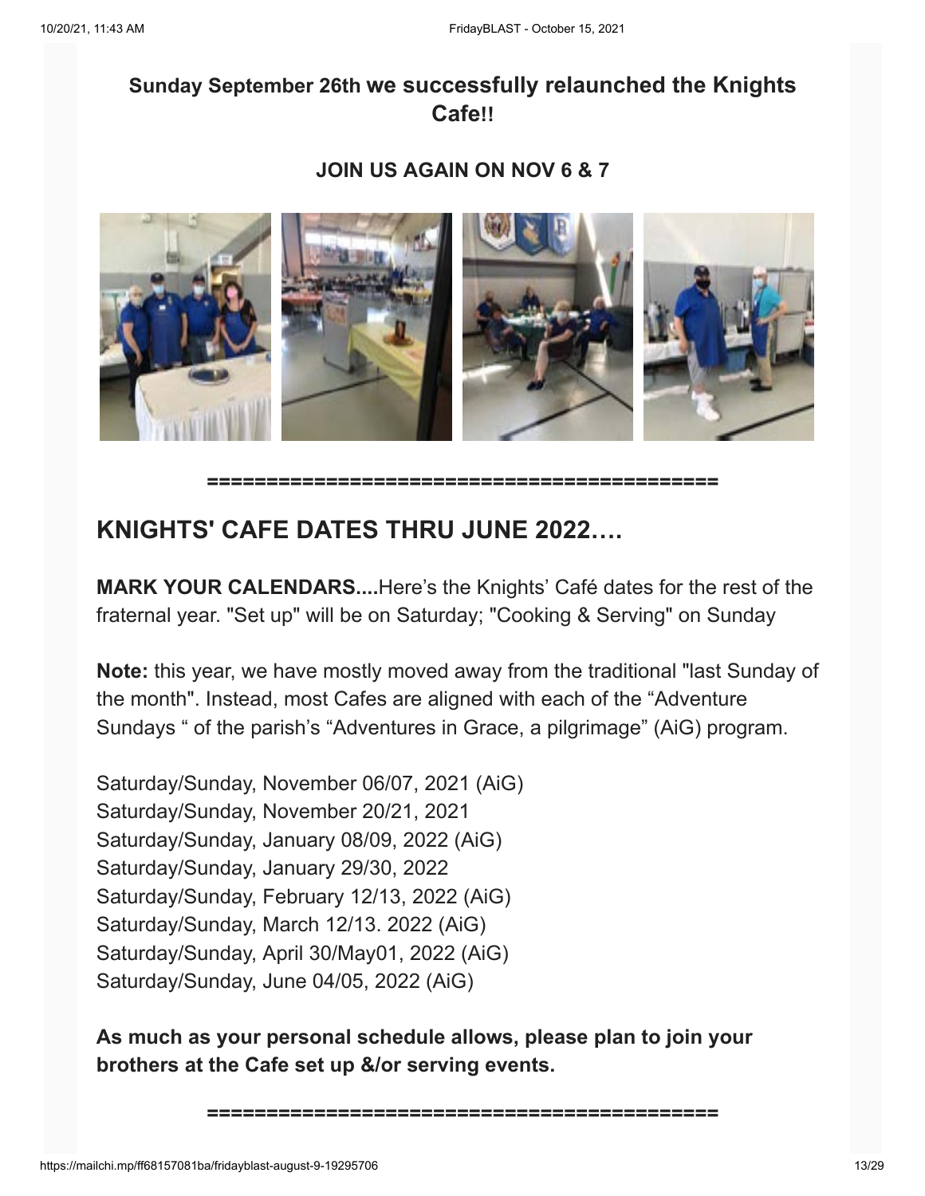**Sunday September 26th we successfully relaunched the Knights Cafe!!**

**JOIN US AGAIN ON NOV 6 & 7**

**===========================================**

## KNIGHTS' CAFE DATES THRU JUNE 2022….

**MARK YOUR CALENDARS....**Here's the Knights' Café dates for the rest of the fraternal year. "Set up" will be on Saturday; "Cooking & Serving" on Sunday

**Note:** this year, we have mostly moved away from the traditional "last Sunday of the month". Instead, most Cafes are aligned with each of the "Adventure Sundays " of the parish's "Adventures in Grace, a pilgrimage" (AiG) program.

Saturday/Sunday, November 06/07, 2021 (AiG)
Saturday/Sunday, November 20/21, 2021
Saturday/Sunday, January 08/09, 2022 (AiG)
Saturday/Sunday, January 29/30, 2022
Saturday/Sunday, February 12/13, 2022 (AiG)
Saturday/Sunday, March 12/13. 2022 (AiG)
Saturday/Sunday, April 30/May01, 2022 (AiG)
Saturday/Sunday, June 04/05, 2022 (AiG)

**As much as your personal schedule allows, please plan to join your brothers at the Cafe set up &/or serving events.**

**===========================================**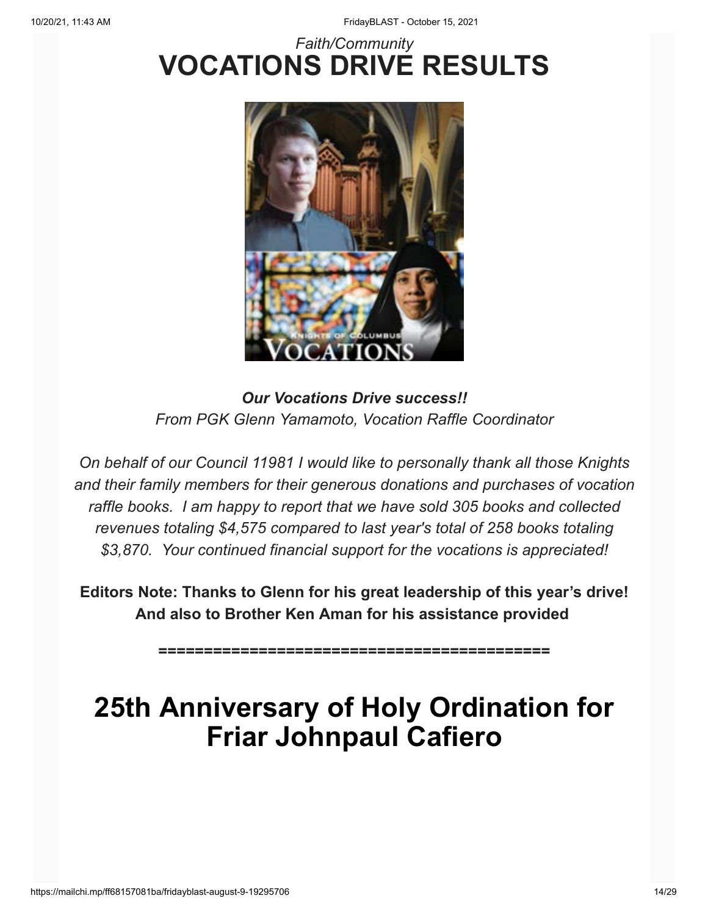*Faith/Community*

# VOCATIONS DRIVE RESULTS

***Our Vocations Drive success!!***

*From PGK Glenn Yamamoto, Vocation Raffle Coordinator*

*On behalf of our Council 11981 I would like to personally thank all those Knights and their family members for their generous donations and purchases of vocation raffle books. I am happy to report that we have sold 305 books and collected revenues totaling $4,575 compared to last year's total of 258 books totaling $3,870. Your continued financial support for the vocations is appreciated!*

**Editors Note: Thanks to Glenn for his great leadership of this year's drive! And also to Brother Ken Aman for his assistance provided**

**============================================**

# 25th Anniversary of Holy Ordination for Friar Johnpaul Cafiero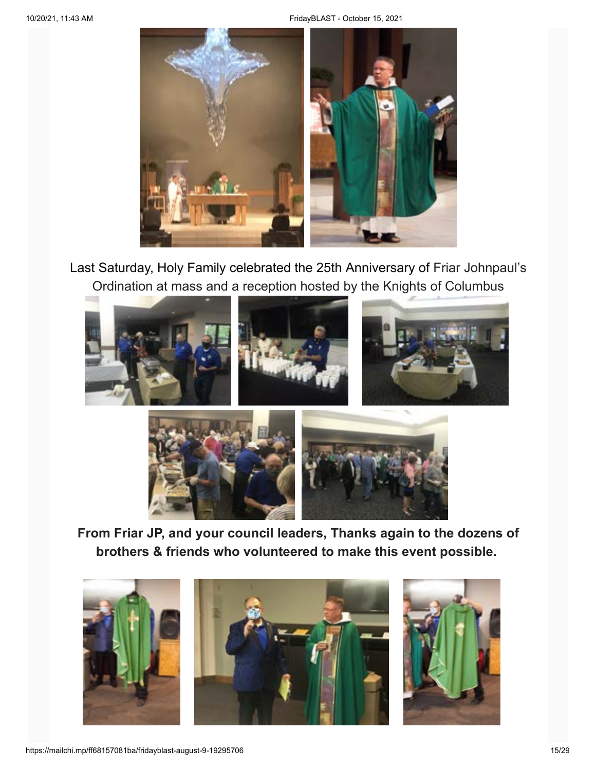Last Saturday, Holy Family celebrated the 25th Anniversary of Friar Johnpaul's Ordination at mass and a reception hosted by the Knights of Columbus

**From Friar JP, and your council leaders, Thanks again to the dozens of brothers & friends who volunteered to make this event possible.**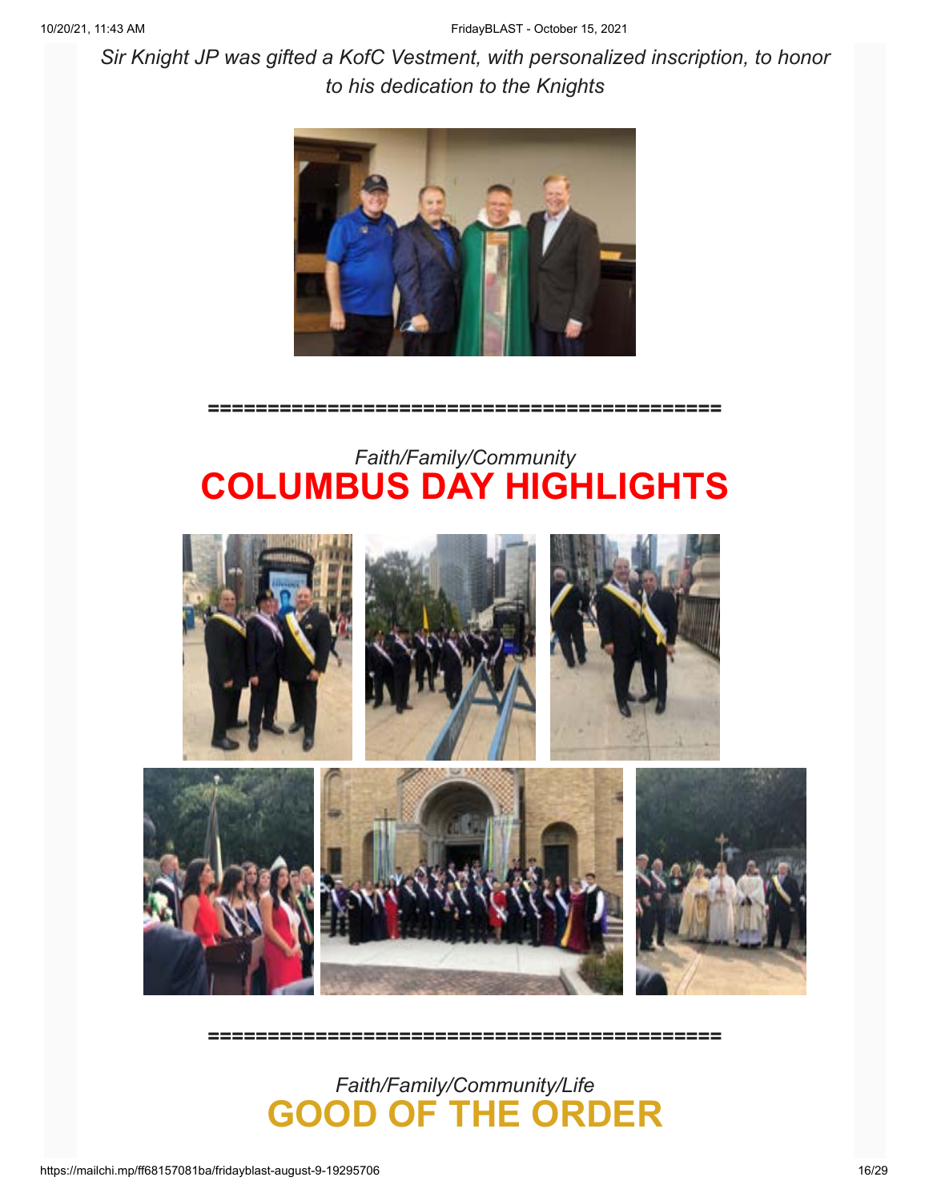*Sir Knight JP was gifted a KofC Vestment, with personalized inscription, to honor to his dedication to the Knights*

============================================

*Faith/Family/Community*

# COLUMBUS DAY HIGHLIGHTS

============================================

*Faith/Family/Community/Life*

# GOOD OF THE ORDER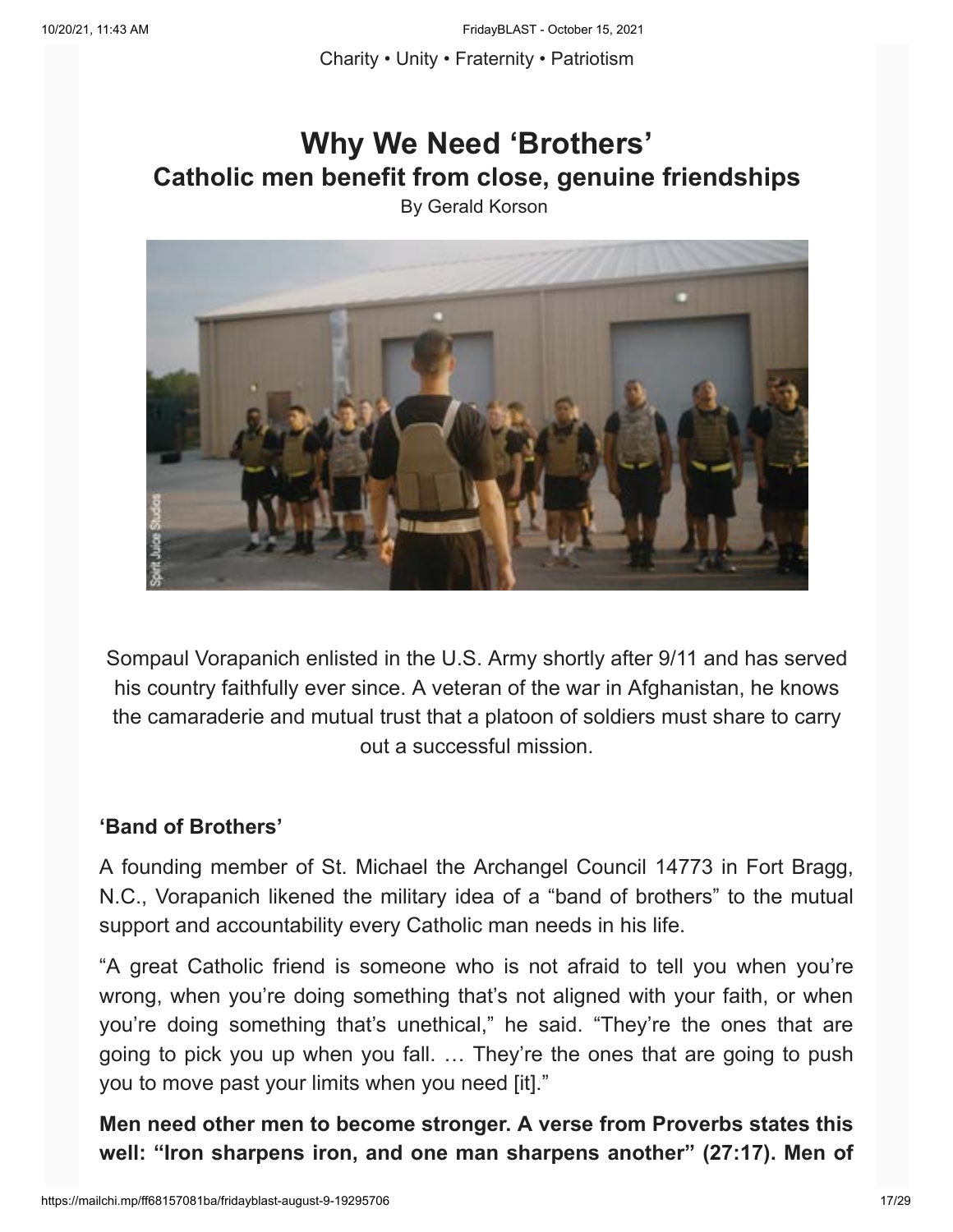Charity • Unity • Fraternity • Patriotism

# Why We Need 'Brothers'

## Catholic men benefit from close, genuine friendships

By Gerald Korson

Sompaul Vorapanich enlisted in the U.S. Army shortly after 9/11 and has served his country faithfully ever since. A veteran of the war in Afghanistan, he knows the camaraderie and mutual trust that a platoon of soldiers must share to carry out a successful mission.

### 'Band of Brothers'

A founding member of St. Michael the Archangel Council 14773 in Fort Bragg, N.C., Vorapanich likened the military idea of a "band of brothers" to the mutual support and accountability every Catholic man needs in his life.

"A great Catholic friend is someone who is not afraid to tell you when you're wrong, when you're doing something that's not aligned with your faith, or when you're doing something that's unethical," he said. "They're the ones that are going to pick you up when you fall. … They're the ones that are going to push you to move past your limits when you need [it]."

**Men need other men to become stronger. A verse from Proverbs states this well: "Iron sharpens iron, and one man sharpens another" (27:17). Men of**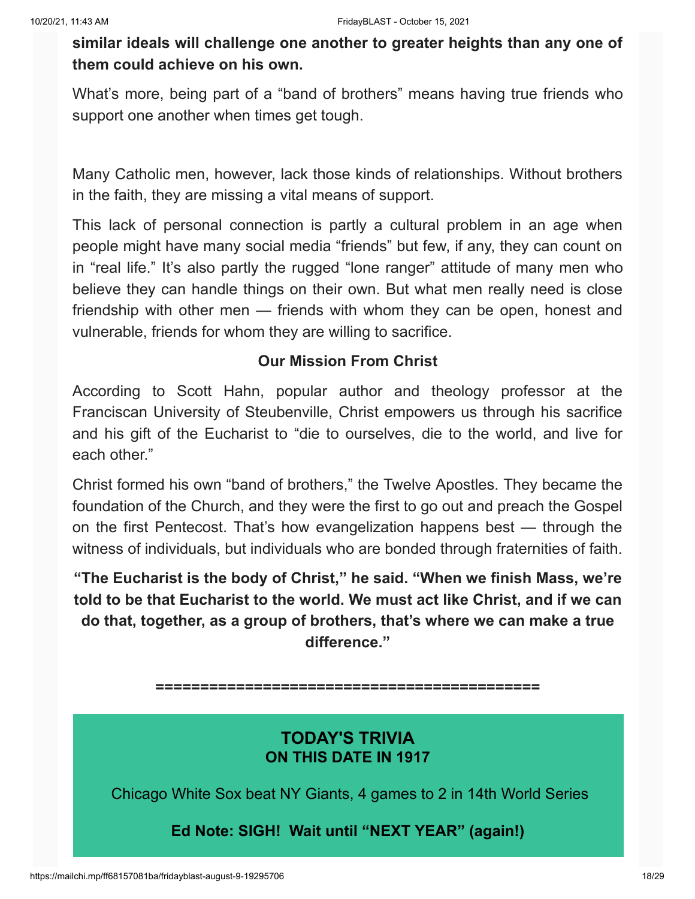**similar ideals will challenge one another to greater heights than any one of them could achieve on his own.**

What's more, being part of a "band of brothers" means having true friends who support one another when times get tough.

Many Catholic men, however, lack those kinds of relationships. Without brothers in the faith, they are missing a vital means of support.

This lack of personal connection is partly a cultural problem in an age when people might have many social media "friends" but few, if any, they can count on in "real life." It's also partly the rugged "lone ranger" attitude of many men who believe they can handle things on their own. But what men really need is close friendship with other men — friends with whom they can be open, honest and vulnerable, friends for whom they are willing to sacrifice.

### Our Mission From Christ

According to Scott Hahn, popular author and theology professor at the Franciscan University of Steubenville, Christ empowers us through his sacrifice and his gift of the Eucharist to "die to ourselves, die to the world, and live for each other."

Christ formed his own "band of brothers," the Twelve Apostles. They became the foundation of the Church, and they were the first to go out and preach the Gospel on the first Pentecost. That's how evangelization happens best — through the witness of individuals, but individuals who are bonded through fraternities of faith.

**"The Eucharist is the body of Christ," he said. "When we finish Mass, we're told to be that Eucharist to the world. We must act like Christ, and if we can do that, together, as a group of brothers, that's where we can make a true difference."**

**==========================================**

## TODAY'S TRIVIA
### ON THIS DATE IN 1917

Chicago White Sox beat NY Giants, 4 games to 2 in 14th World Series

**Ed Note: SIGH! Wait until "NEXT YEAR" (again!)**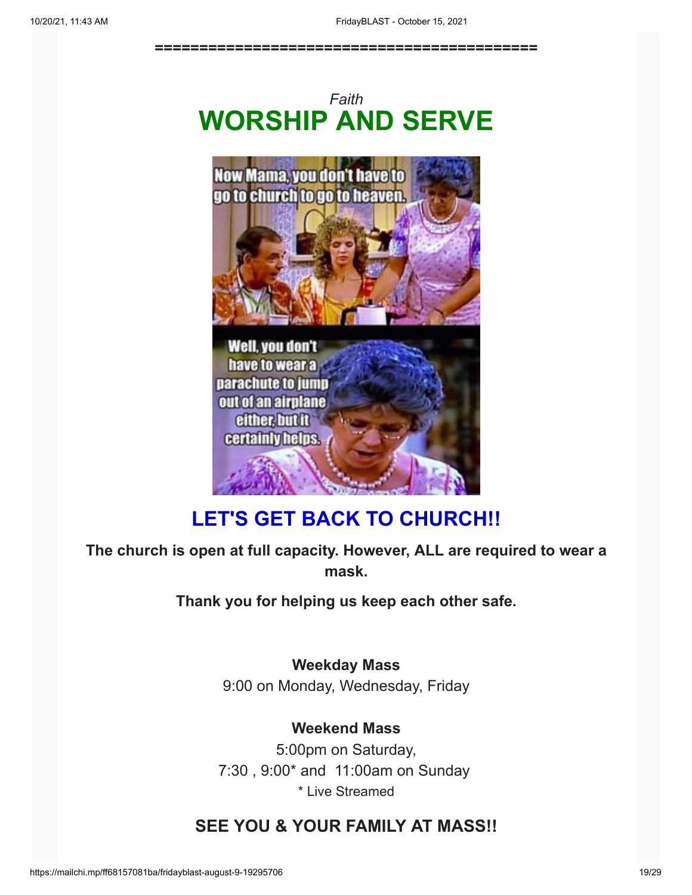==========================================

*Faith*

# WORSHIP AND SERVE

## LET'S GET BACK TO CHURCH!!

**The church is open at full capacity. However, ALL are required to wear a mask.**

**Thank you for helping us keep each other safe.**

**Weekday Mass**
9:00 on Monday, Wednesday, Friday

**Weekend Mass**
5:00pm on Saturday,
7:30 , 9:00* and 11:00am on Sunday
* Live Streamed

## SEE YOU & YOUR FAMILY AT MASS!!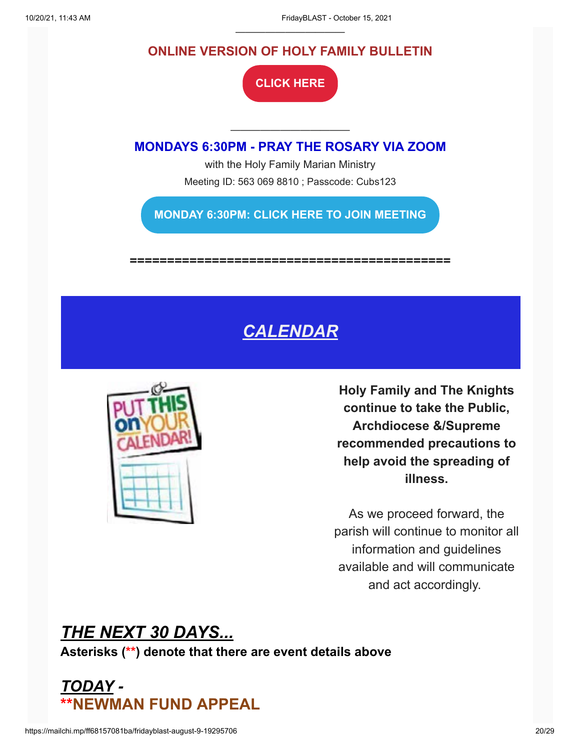____________________

## ONLINE VERSION OF HOLY FAMILY BULLETIN

**CLICK HERE**

____________________

## MONDAYS 6:30PM - PRAY THE ROSARY VIA ZOOM

with the Holy Family Marian Ministry

Meeting ID: 563 069 8810 ; Passcode: Cubs123

**MONDAY 6:30PM: CLICK HERE TO JOIN MEETING**

==========================================

# ***CALENDAR***

**Holy Family and The Knights continue to take the Public, Archdiocese &/Supreme recommended precautions to help avoid the spreading of illness.**

As we proceed forward, the parish will continue to monitor all information and guidelines available and will communicate and act accordingly.

## ***THE NEXT 30 DAYS...***

**Asterisks (**) denote that there are event details above**

## ***TODAY -***

## **NEWMAN FUND APPEAL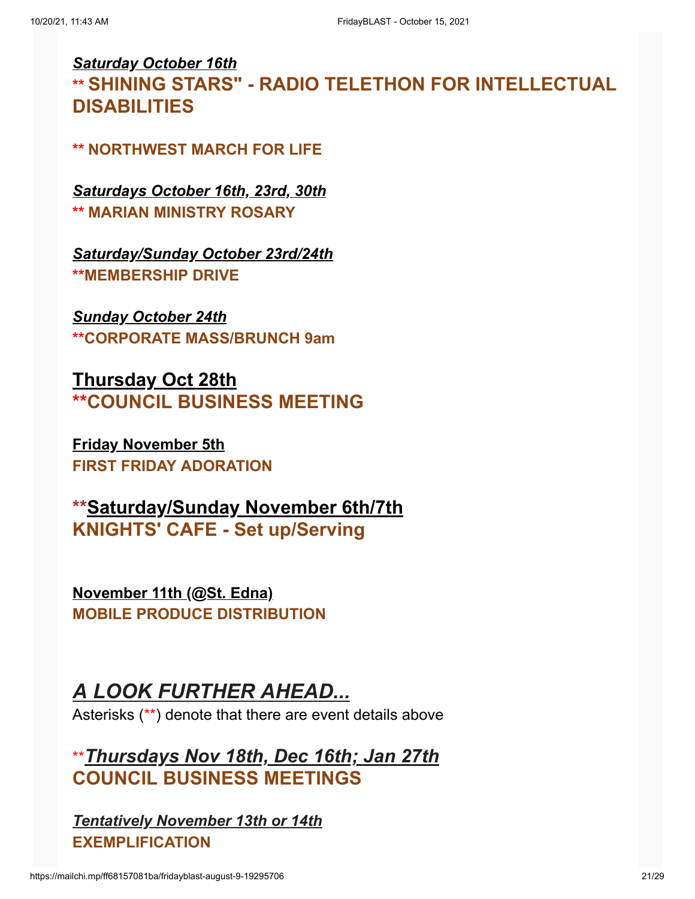***Saturday October 16th***

**** SHINING STARS" - RADIO TELETHON FOR INTELLECTUAL DISABILITIES**

**** NORTHWEST MARCH FOR LIFE**

***Saturdays October 16th, 23rd, 30th***

**** MARIAN MINISTRY ROSARY**

***Saturday/Sunday October 23rd/24th***

****MEMBERSHIP DRIVE**

***Sunday October 24th***

****CORPORATE MASS/BRUNCH 9am**

**Thursday Oct 28th**

****COUNCIL BUSINESS MEETING**

**Friday November 5th**

**FIRST FRIDAY ADORATION**

****Saturday/Sunday November 6th/7th**

**KNIGHTS' CAFE - Set up/Serving**

**November 11th (@St. Edna)**

**MOBILE PRODUCE DISTRIBUTION**

## *A LOOK FURTHER AHEAD...*

Asterisks (**) denote that there are event details above

**\*\****Thursdays Nov 18th, Dec 16th; Jan 27th***

**COUNCIL BUSINESS MEETINGS**

***Tentatively November 13th or 14th***

**EXEMPLIFICATION**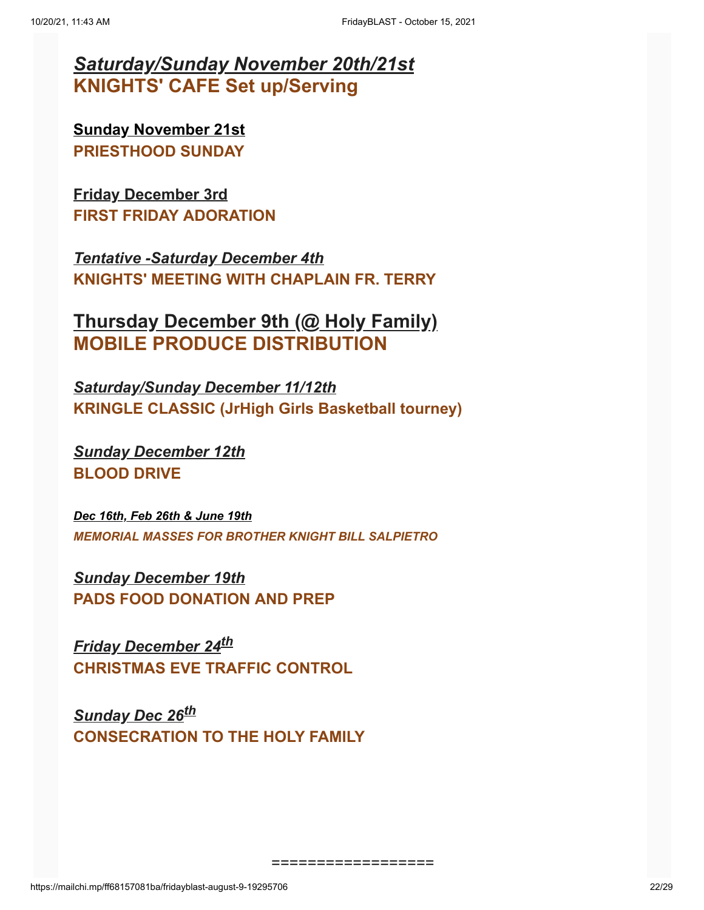***Saturday/Sunday November 20th/21st***
**KNIGHTS' CAFE Set up/Serving**

**Sunday November 21st**
**PRIESTHOOD SUNDAY**

**Friday December 3rd**
**FIRST FRIDAY ADORATION**

***Tentative -Saturday December 4th***
**KNIGHTS' MEETING WITH CHAPLAIN FR. TERRY**

## Thursday December 9th (@ Holy Family)
## MOBILE PRODUCE DISTRIBUTION

***Saturday/Sunday December 11/12th***
**KRINGLE CLASSIC (JrHigh Girls Basketball tourney)**

***Sunday December 12th***
**BLOOD DRIVE**

***Dec 16th, Feb 26th & June 19th***
***MEMORIAL MASSES FOR BROTHER KNIGHT BILL SALPIETRO***

***Sunday December 19th***
**PADS FOOD DONATION AND PREP**

***Friday December 24th***
**CHRISTMAS EVE TRAFFIC CONTROL**

***Sunday Dec 26th***
**CONSECRATION TO THE HOLY FAMILY**

=================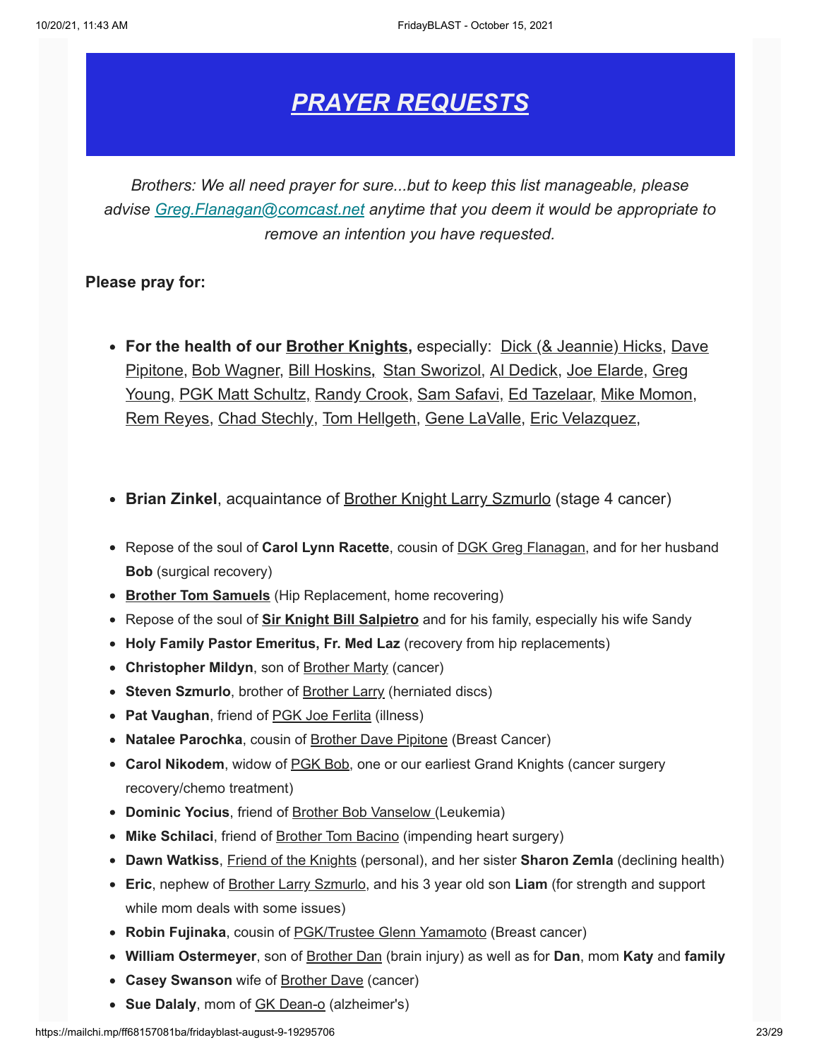# *PRAYER REQUESTS*

*Brothers: We all need prayer for sure...but to keep this list manageable, please advise Greg.Flanagan@comcast.net anytime that you deem it would be appropriate to remove an intention you have requested.*

**Please pray for:**

- **For the health of our Brother Knights,** especially: Dick (& Jeannie) Hicks, Dave Pipitone, Bob Wagner, Bill Hoskins, Stan Sworizol, Al Dedick, Joe Elarde, Greg Young, PGK Matt Schultz, Randy Crook, Sam Safavi, Ed Tazelaar, Mike Momon, Rem Reyes, Chad Stechly, Tom Hellgeth, Gene LaValle, Eric Velazquez,

- **Brian Zinkel**, acquaintance of Brother Knight Larry Szmurlo (stage 4 cancer)

- Repose of the soul of **Carol Lynn Racette**, cousin of DGK Greg Flanagan, and for her husband **Bob** (surgical recovery)
- **Brother Tom Samuels** (Hip Replacement, home recovering)
- Repose of the soul of **Sir Knight Bill Salpietro** and for his family, especially his wife Sandy
- **Holy Family Pastor Emeritus, Fr. Med Laz** (recovery from hip replacements)
- **Christopher Mildyn**, son of Brother Marty (cancer)
- **Steven Szmurlo**, brother of Brother Larry (herniated discs)
- **Pat Vaughan**, friend of PGK Joe Ferlita (illness)
- **Natalee Parochka**, cousin of Brother Dave Pipitone (Breast Cancer)
- **Carol Nikodem**, widow of PGK Bob, one or our earliest Grand Knights (cancer surgery recovery/chemo treatment)
- **Dominic Yocius**, friend of Brother Bob Vanselow (Leukemia)
- **Mike Schilaci**, friend of Brother Tom Bacino (impending heart surgery)
- **Dawn Watkiss**, Friend of the Knights (personal), and her sister **Sharon Zemla** (declining health)
- **Eric**, nephew of Brother Larry Szmurlo, and his 3 year old son **Liam** (for strength and support while mom deals with some issues)
- **Robin Fujinaka**, cousin of PGK/Trustee Glenn Yamamoto (Breast cancer)
- **William Ostermeyer**, son of Brother Dan (brain injury) as well as for **Dan**, mom **Katy** and **family**
- **Casey Swanson** wife of Brother Dave (cancer)
- **Sue Dalaly**, mom of GK Dean-o (alzheimer's)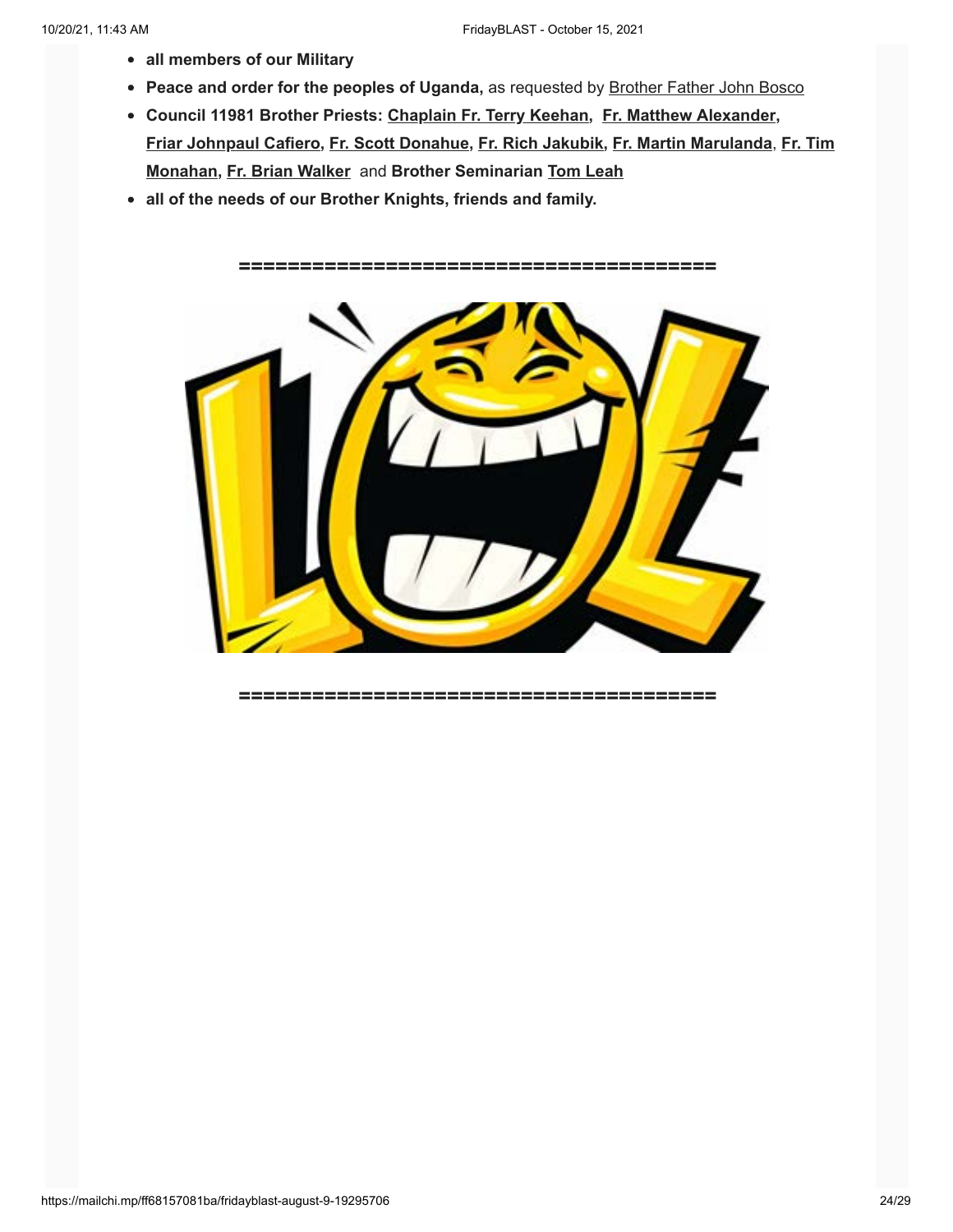- **all members of our Military**
- **Peace and order for the peoples of Uganda,** as requested by Brother Father John Bosco
- **Council 11981 Brother Priests: Chaplain Fr. Terry Keehan, Fr. Matthew Alexander, Friar Johnpaul Cafiero, Fr. Scott Donahue, Fr. Rich Jakubik, Fr. Martin Marulanda, Fr. Tim Monahan, Fr. Brian Walker** and **Brother Seminarian Tom Leah**
- **all of the needs of our Brother Knights, friends and family.**

========================================

========================================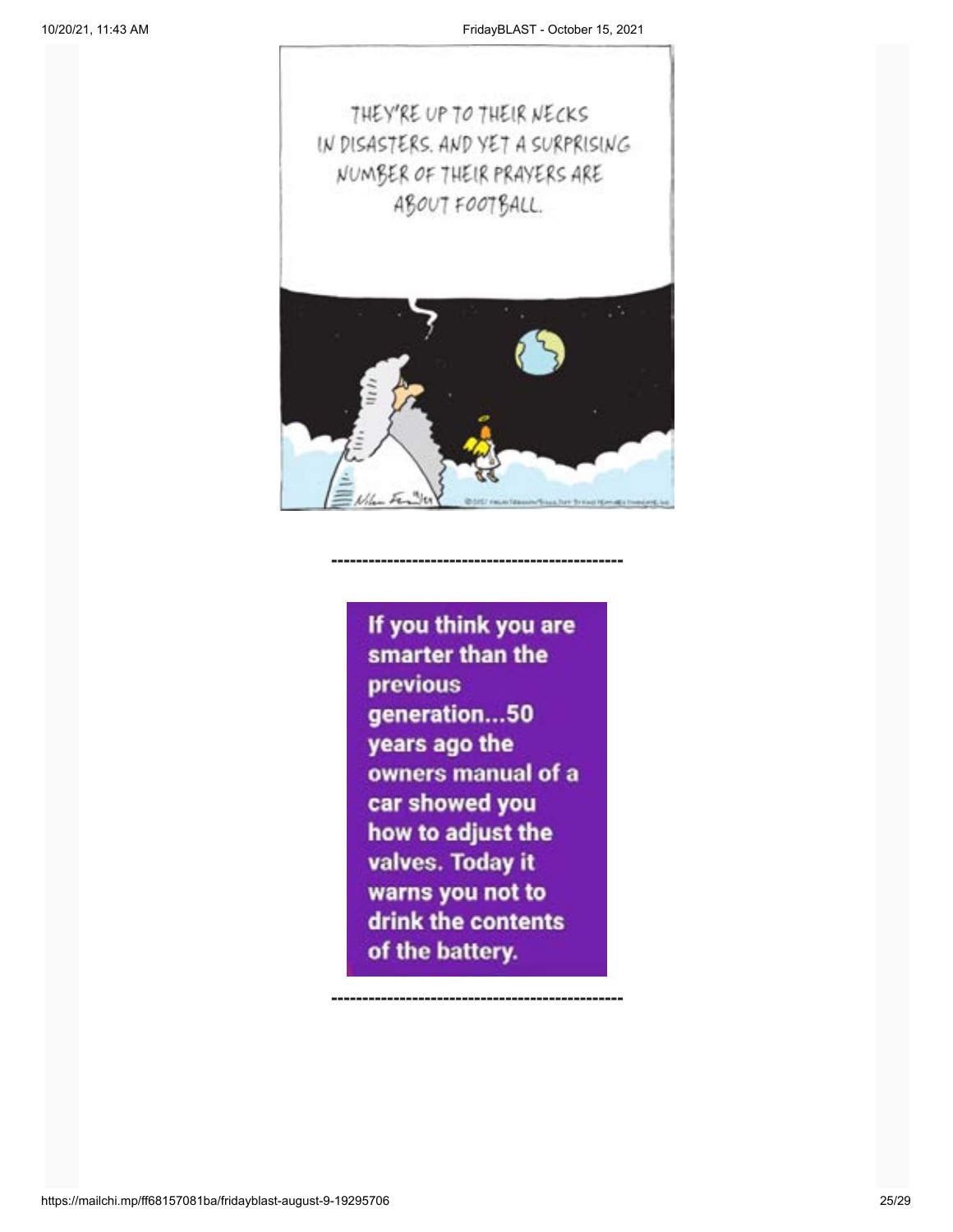THEY'RE UP TO THEIR NECKS IN DISASTERS. AND YET A SURPRISING NUMBER OF THEIR PRAYERS ARE ABOUT FOOTBALL.

---

If you think you are smarter than the previous generation...50 years ago the owners manual of a car showed you how to adjust the valves. Today it warns you not to drink the contents of the battery.

---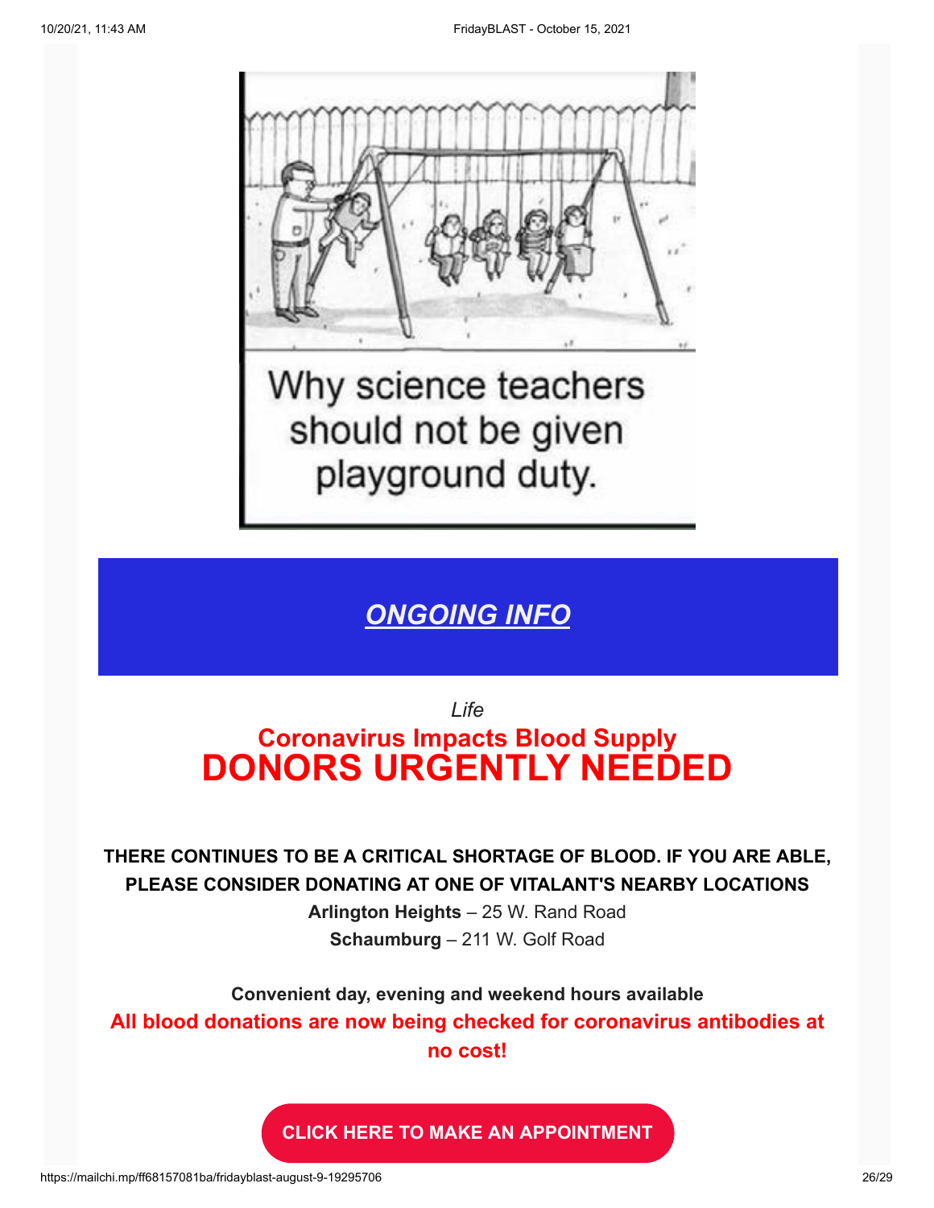Why science teachers should not be given playground duty.

## *ONGOING INFO*

*Life*

## Coronavirus Impacts Blood Supply
# DONORS URGENTLY NEEDED

**THERE CONTINUES TO BE A CRITICAL SHORTAGE OF BLOOD. IF YOU ARE ABLE, PLEASE CONSIDER DONATING AT ONE OF VITALANT'S NEARBY LOCATIONS**

**Arlington Heights** – 25 W. Rand Road

**Schaumburg** – 211 W. Golf Road

**Convenient day, evening and weekend hours available**

**All blood donations are now being checked for coronavirus antibodies at no cost!**

**CLICK HERE TO MAKE AN APPOINTMENT**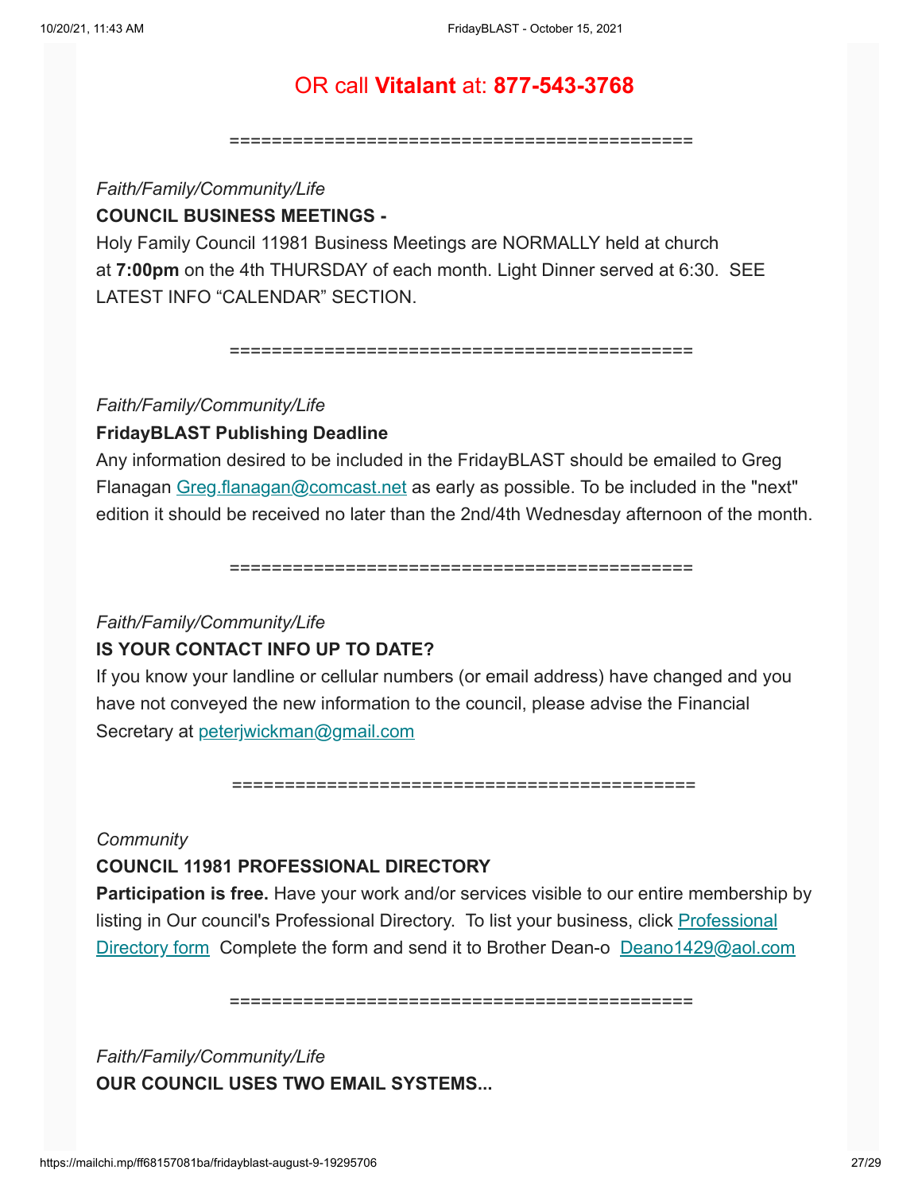OR call **Vitalant** at: **877-543-3768**

============================================

*Faith/Family/Community/Life*

**COUNCIL BUSINESS MEETINGS -**

Holy Family Council 11981 Business Meetings are NORMALLY held at church at **7:00pm** on the 4th THURSDAY of each month. Light Dinner served at 6:30. SEE LATEST INFO "CALENDAR" SECTION.

============================================

*Faith/Family/Community/Life*

**FridayBLAST Publishing Deadline**

Any information desired to be included in the FridayBLAST should be emailed to Greg Flanagan Greg.flanagan@comcast.net as early as possible. To be included in the "next" edition it should be received no later than the 2nd/4th Wednesday afternoon of the month.

============================================

*Faith/Family/Community/Life*

**IS YOUR CONTACT INFO UP TO DATE?**

If you know your landline or cellular numbers (or email address) have changed and you have not conveyed the new information to the council, please advise the Financial Secretary at peterjwickman@gmail.com

============================================

*Community*

**COUNCIL 11981 PROFESSIONAL DIRECTORY**

**Participation is free.** Have your work and/or services visible to our entire membership by listing in Our council's Professional Directory. To list your business, click Professional Directory form Complete the form and send it to Brother Dean-o Deano1429@aol.com

============================================

*Faith/Family/Community/Life*

**OUR COUNCIL USES TWO EMAIL SYSTEMS...**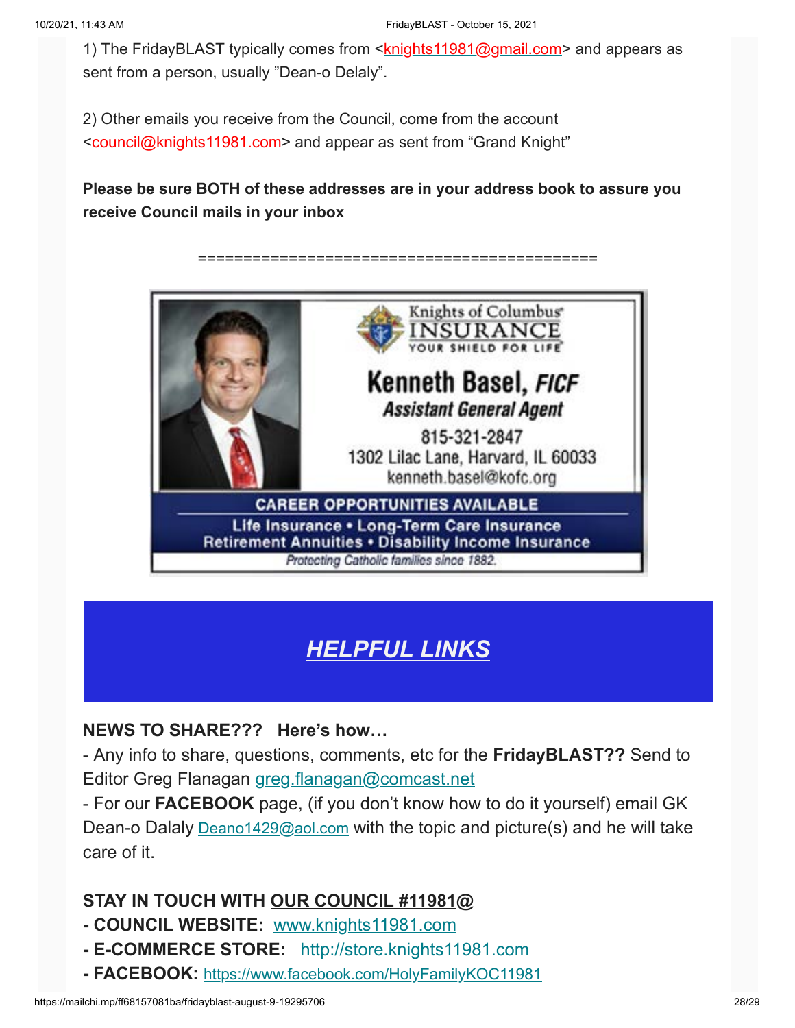1) The FridayBLAST typically comes from <knights11981@gmail.com> and appears as sent from a person, usually "Dean-o Delaly".

2) Other emails you receive from the Council, come from the account <council@knights11981.com> and appear as sent from "Grand Knight"

**Please be sure BOTH of these addresses are in your address book to assure you receive Council mails in your inbox**

============================================

Knights of Columbus INSURANCE
YOUR SHIELD FOR LIFE

**Kenneth Basel, *FICF***
***Assistant General Agent***
815-321-2847
1302 Lilac Lane, Harvard, IL 60033
kenneth.basel@kofc.org

**CAREER OPPORTUNITIES AVAILABLE**
**Life Insurance • Long-Term Care Insurance**
**Retirement Annuities • Disability Income Insurance**
*Protecting Catholic families since 1882.*

## *HELPFUL LINKS*

**NEWS TO SHARE??? Here's how…**

- Any info to share, questions, comments, etc for the **FridayBLAST??** Send to Editor Greg Flanagan greg.flanagan@comcast.net
- For our **FACEBOOK** page, (if you don't know how to do it yourself) email GK Dean-o Dalaly Deano1429@aol.com with the topic and picture(s) and he will take care of it.

**STAY IN TOUCH WITH OUR COUNCIL #11981@**

- **COUNCIL WEBSITE:** www.knights11981.com
- **E-COMMERCE STORE:** http://store.knights11981.com
- **FACEBOOK:** https://www.facebook.com/HolyFamilyKOC11981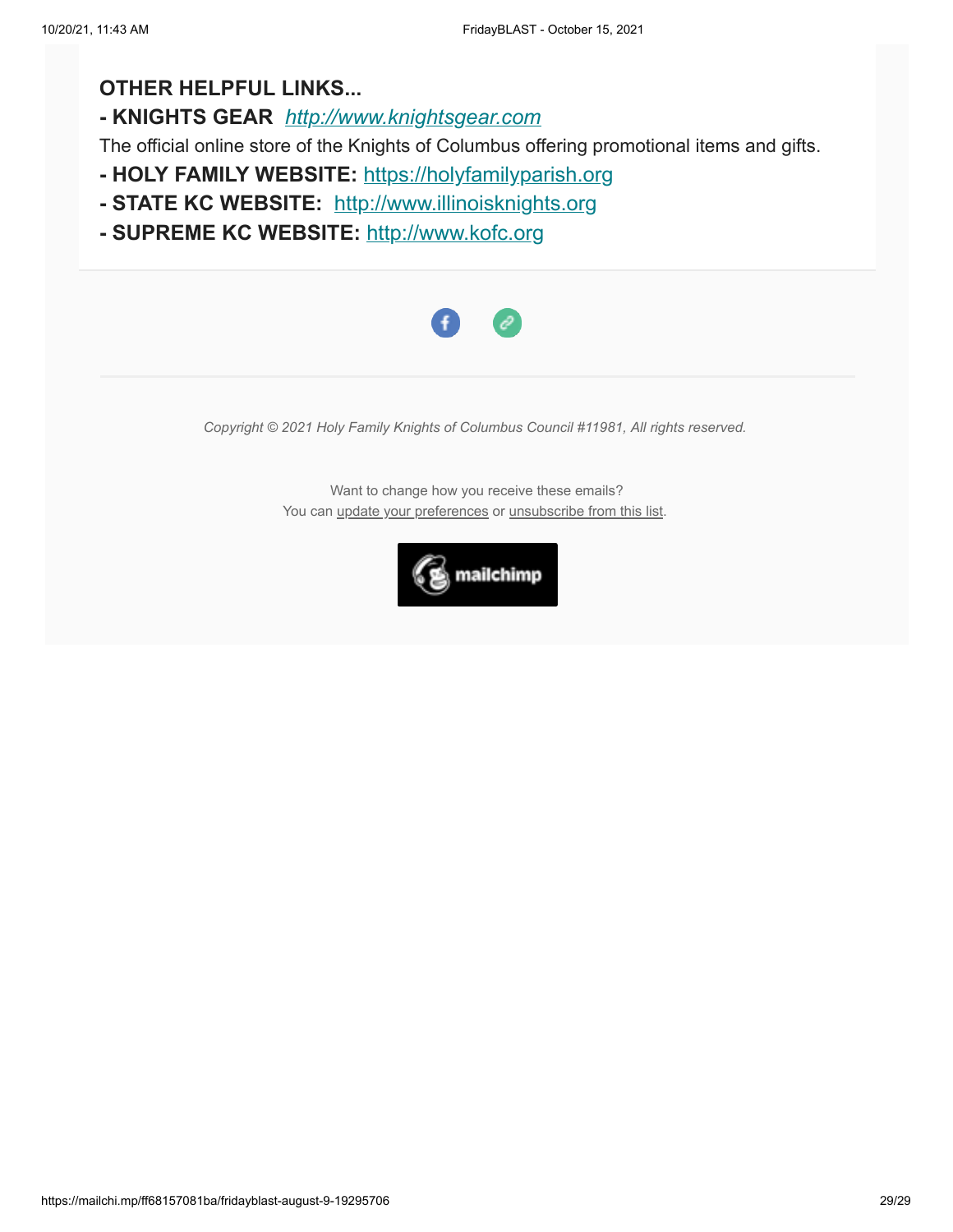**OTHER HELPFUL LINKS...**

**- KNIGHTS GEAR** *http://www.knightsgear.com*

The official online store of the Knights of Columbus offering promotional items and gifts.

**- HOLY FAMILY WEBSITE:** https://holyfamilyparish.org

**- STATE KC WEBSITE:** http://www.illinoisknights.org

**- SUPREME KC WEBSITE:** http://www.kofc.org

*Copyright © 2021 Holy Family Knights of Columbus Council #11981, All rights reserved.*

Want to change how you receive these emails?
You can update your preferences or unsubscribe from this list.

mailchimp